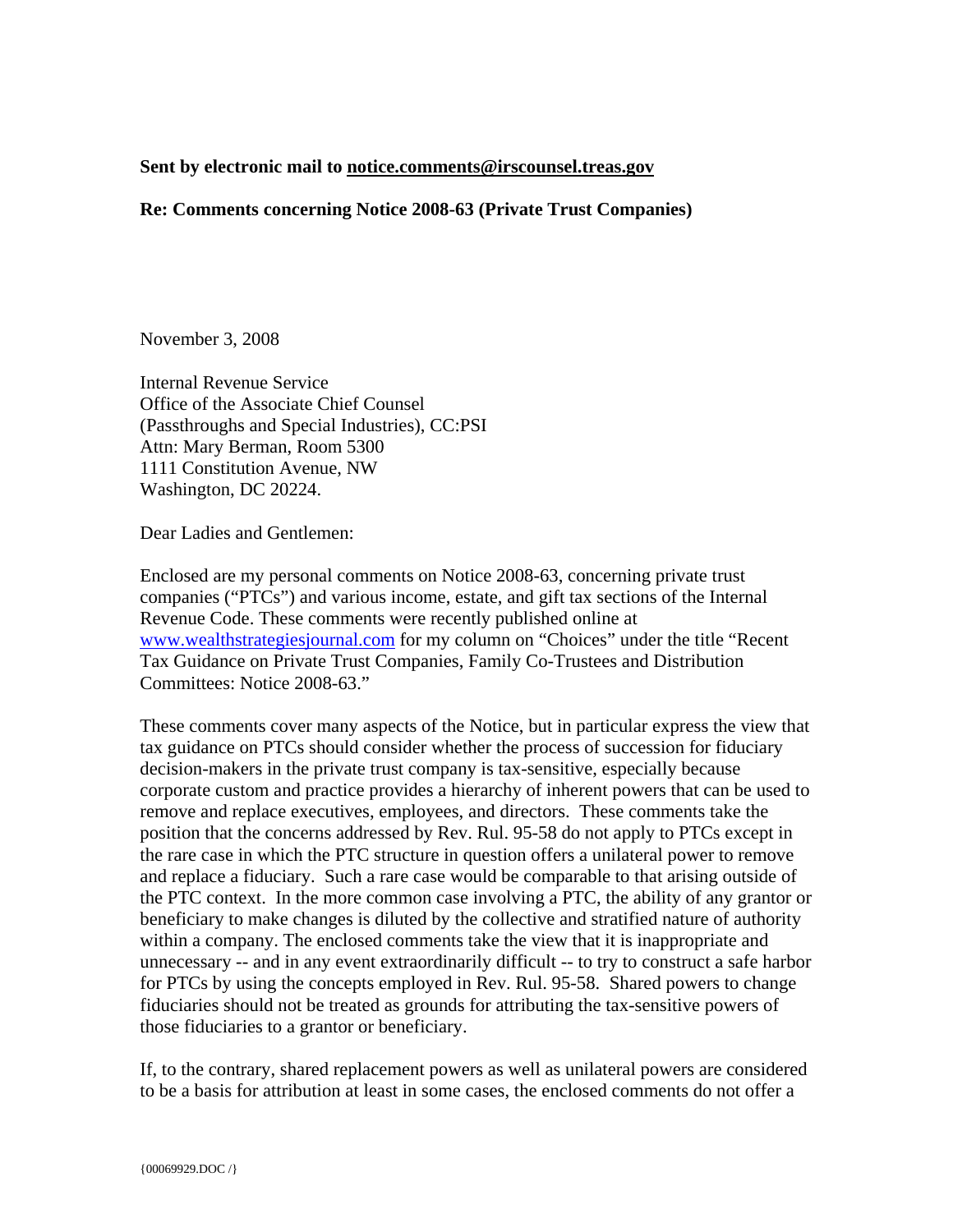**Sent by electronic mail to notice.comments@irscounsel.treas.gov**

**Re: Comments concerning Notice 2008-63 (Private Trust Companies)**

November 3, 2008

Internal Revenue Service
Office of the Associate Chief Counsel
(Passthroughs and Special Industries), CC:PSI
Attn: Mary Berman, Room 5300
1111 Constitution Avenue, NW
Washington, DC 20224.

Dear Ladies and Gentlemen:

Enclosed are my personal comments on Notice 2008-63, concerning private trust companies ("PTCs") and various income, estate, and gift tax sections of the Internal Revenue Code. These comments were recently published online at www.wealthstrategiesjournal.com for my column on "Choices" under the title "Recent Tax Guidance on Private Trust Companies, Family Co-Trustees and Distribution Committees: Notice 2008-63."

These comments cover many aspects of the Notice, but in particular express the view that tax guidance on PTCs should consider whether the process of succession for fiduciary decision-makers in the private trust company is tax-sensitive, especially because corporate custom and practice provides a hierarchy of inherent powers that can be used to remove and replace executives, employees, and directors. These comments take the position that the concerns addressed by Rev. Rul. 95-58 do not apply to PTCs except in the rare case in which the PTC structure in question offers a unilateral power to remove and replace a fiduciary. Such a rare case would be comparable to that arising outside of the PTC context. In the more common case involving a PTC, the ability of any grantor or beneficiary to make changes is diluted by the collective and stratified nature of authority within a company. The enclosed comments take the view that it is inappropriate and unnecessary -- and in any event extraordinarily difficult -- to try to construct a safe harbor for PTCs by using the concepts employed in Rev. Rul. 95-58. Shared powers to change fiduciaries should not be treated as grounds for attributing the tax-sensitive powers of those fiduciaries to a grantor or beneficiary.

If, to the contrary, shared replacement powers as well as unilateral powers are considered to be a basis for attribution at least in some cases, the enclosed comments do not offer a

{00069929.DOC /}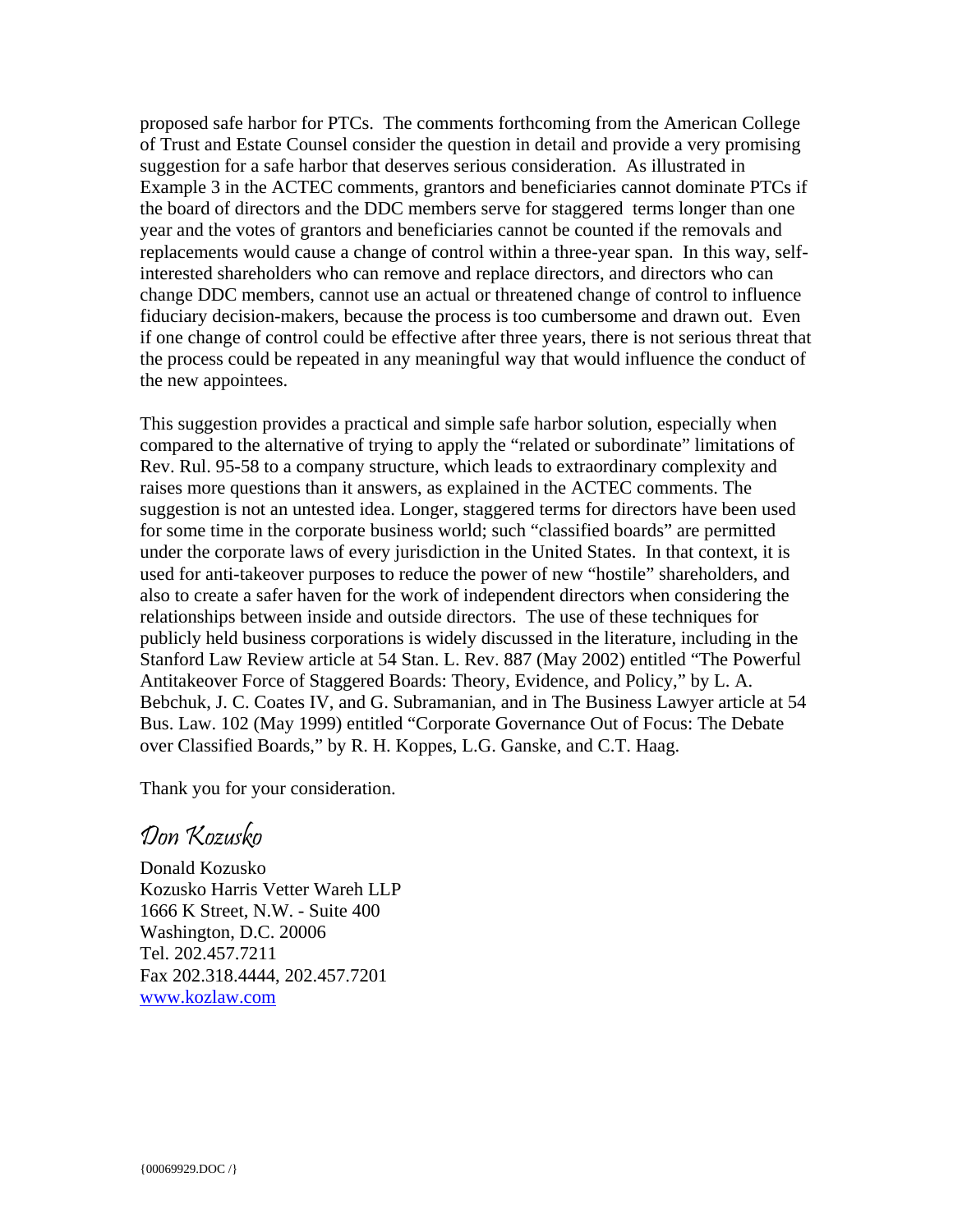proposed safe harbor for PTCs. The comments forthcoming from the American College of Trust and Estate Counsel consider the question in detail and provide a very promising suggestion for a safe harbor that deserves serious consideration. As illustrated in Example 3 in the ACTEC comments, grantors and beneficiaries cannot dominate PTCs if the board of directors and the DDC members serve for staggered terms longer than one year and the votes of grantors and beneficiaries cannot be counted if the removals and replacements would cause a change of control within a three-year span. In this way, self-interested shareholders who can remove and replace directors, and directors who can change DDC members, cannot use an actual or threatened change of control to influence fiduciary decision-makers, because the process is too cumbersome and drawn out. Even if one change of control could be effective after three years, there is not serious threat that the process could be repeated in any meaningful way that would influence the conduct of the new appointees.

This suggestion provides a practical and simple safe harbor solution, especially when compared to the alternative of trying to apply the "related or subordinate" limitations of Rev. Rul. 95-58 to a company structure, which leads to extraordinary complexity and raises more questions than it answers, as explained in the ACTEC comments. The suggestion is not an untested idea. Longer, staggered terms for directors have been used for some time in the corporate business world; such "classified boards" are permitted under the corporate laws of every jurisdiction in the United States. In that context, it is used for anti-takeover purposes to reduce the power of new "hostile" shareholders, and also to create a safer haven for the work of independent directors when considering the relationships between inside and outside directors. The use of these techniques for publicly held business corporations is widely discussed in the literature, including in the Stanford Law Review article at 54 Stan. L. Rev. 887 (May 2002) entitled "The Powerful Antitakeover Force of Staggered Boards: Theory, Evidence, and Policy," by L. A. Bebchuk, J. C. Coates IV, and G. Subramanian, and in The Business Lawyer article at 54 Bus. Law. 102 (May 1999) entitled "Corporate Governance Out of Focus: The Debate over Classified Boards," by R. H. Koppes, L.G. Ganske, and C.T. Haag.

Thank you for your consideration.

*Don Kozusko*

Donald Kozusko
Kozusko Harris Vetter Wareh LLP
1666 K Street, N.W. - Suite 400
Washington, D.C. 20006
Tel. 202.457.7211
Fax 202.318.4444, 202.457.7201
www.kozlaw.com

{00069929.DOC /}